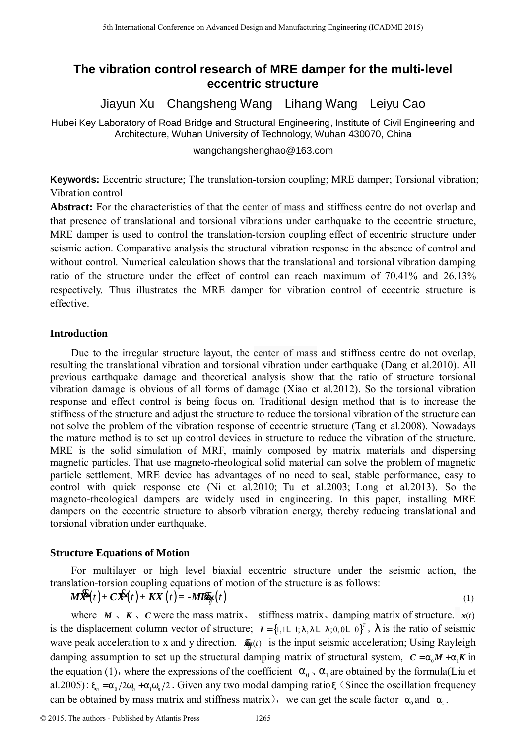# The vibration control research of MRE damper for the multi-level eccentric structure

Jiayun Xu  Changsheng Wang  Lihang Wang  Leiyu Cao

Hubei Key Laboratory of Road Bridge and Structural Engineering, Institute of Civil Engineering and Architecture, Wuhan University of Technology, Wuhan 430070, China

wangchangshenghao@163.com

**Keywords:** Eccentric structure; The translation-torsion coupling; MRE damper; Torsional vibration; Vibration control

**Abstract:** For the characteristics of that the center of mass and stiffness centre do not overlap and that presence of translational and torsional vibrations under earthquake to the eccentric structure, MRE damper is used to control the translation-torsion coupling effect of eccentric structure under seismic action. Comparative analysis the structural vibration response in the absence of control and without control. Numerical calculation shows that the translational and torsional vibration damping ratio of the structure under the effect of control can reach maximum of 70.41% and 26.13% respectively. Thus illustrates the MRE damper for vibration control of eccentric structure is effective.

## Introduction

Due to the irregular structure layout, the center of mass and stiffness centre do not overlap, resulting the translational vibration and torsional vibration under earthquake (Dang et al.2010). All previous earthquake damage and theoretical analysis show that the ratio of structure torsional vibration damage is obvious of all forms of damage (Xiao et al.2012). So the torsional vibration response and effect control is being focus on. Traditional design method that is to increase the stiffness of the structure and adjust the structure to reduce the torsional vibration of the structure can not solve the problem of the vibration response of eccentric structure (Tang et al.2008). Nowadays the mature method is to set up control devices in structure to reduce the vibration of the structure. MRE is the solid simulation of MRF, mainly composed by matrix materials and dispersing magnetic particles. That use magneto-rheological solid material can solve the problem of magnetic particle settlement, MRE device has advantages of no need to seal, stable performance, easy to control with quick response etc (Ni et al.2010; Tu et al.2003; Long et al.2013). So the magneto-rheological dampers are widely used in engineering. In this paper, installing MRE dampers on the eccentric structure to absorb vibration energy, thereby reducing translational and torsional vibration under earthquake.

## Structure Equations of Motion

For multilayer or high level biaxial eccentric structure under the seismic action, the translation-torsion coupling equations of motion of the structure is as follows:

$$\boldsymbol{M}\ddot{\boldsymbol{X}}(t)+\boldsymbol{C}\dot{\boldsymbol{X}}(t)+\boldsymbol{K}\boldsymbol{X}(t)=-\boldsymbol{M}\boldsymbol{I}\ddot{x}_g(t) \tag{1}$$

where $\boldsymbol{M}$ 、$\boldsymbol{K}$ 、$\boldsymbol{C}$ were the mass matrix、 stiffness matrix、damping matrix of structure. $\boldsymbol{x}(t)$ is the displacement column vector of structure; $\boldsymbol{I}=\{1,1\cdots 1;\lambda,\lambda\cdots\lambda;0,0\cdots 0\}^T$, $\lambda$ is the ratio of seismic wave peak acceleration to x and y direction. $\ddot{x}_g(t)$ is the input seismic acceleration; Using Rayleigh damping assumption to set up the structural damping matrix of structural system, $\boldsymbol{C}=\alpha_0\boldsymbol{M}+\alpha_1\boldsymbol{K}$ in the equation (1), where the expressions of the coefficient $\alpha_0$ 、$\alpha_1$ are obtained by the formula(Liu et al.2005): $\xi_n=\alpha_0/2\omega_n+\alpha_1\omega_n/2$. Given any two modal damping ratio $\xi$ (Since the oscillation frequency can be obtained by mass matrix and stiffness matrix), we can get the scale factor $\alpha_0$ and $\alpha_1$.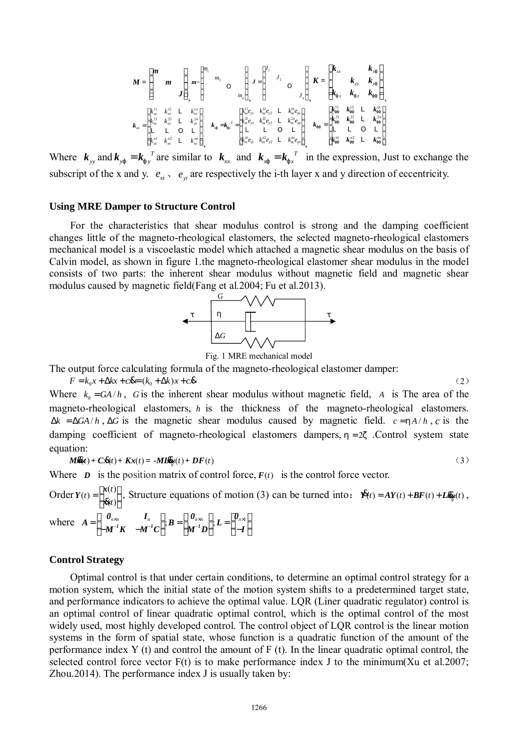$$
\boldsymbol{M}=\begin{bmatrix} \boldsymbol{m} & & \\ & \boldsymbol{m} & \\ & & \boldsymbol{J} \end{bmatrix},\quad \boldsymbol{m}=\begin{bmatrix} m_1 & & & \\ & m_2 & & \\ & & \ddots & \\ & & & m_n \end{bmatrix},\quad \boldsymbol{J}=\begin{bmatrix} J_1 & & & \\ & J_2 & & \\ & & \ddots & \\ & & & J_n \end{bmatrix},\quad \boldsymbol{K}=\begin{bmatrix} \boldsymbol{k}_{xx} & & \boldsymbol{k}_{x\varphi} \\ & \boldsymbol{k}_{yy} & \boldsymbol{k}_{y\varphi} \\ \boldsymbol{k}_{\varphi x} & \boldsymbol{k}_{\varphi y} & \boldsymbol{k}_{\varphi\varphi} \end{bmatrix},
$$

$$
\boldsymbol{k}_{xx}=\begin{bmatrix} k_{xx}^{11} & k_{xx}^{12} & \cdots & k_{xx}^{1n} \\ k_{xx}^{21} & k_{xx}^{22} & \cdots & k_{xx}^{2n} \\ \cdots & \cdots & \ddots & \cdots \\ k_{xx}^{n1} & k_{xx}^{n2} & \cdots & k_{xx}^{nn} \end{bmatrix},\quad \boldsymbol{k}_{x\varphi}=\boldsymbol{k}_{\varphi x}^{T}=\begin{bmatrix} k_{xx}^{11}e_{y1} & k_{xx}^{12}e_{y2} & \cdots & k_{xx}^{1n}e_{yn} \\ k_{xx}^{21}e_{y1} & k_{xx}^{22}e_{y2} & \cdots & k_{xx}^{2n}e_{yn} \\ \cdots & \cdots & \ddots & \cdots \\ k_{xx}^{n1}e_{y1} & k_{xx}^{n2}e_{y2} & \cdots & k_{xx}^{nn}e_{yn} \end{bmatrix},\quad \boldsymbol{k}_{\varphi\varphi}=\begin{bmatrix} k_{\varphi\varphi}^{11} & k_{\varphi\varphi}^{12} & \cdots & k_{\varphi\varphi}^{1n} \\ k_{\varphi\varphi}^{21} & k_{\varphi\varphi}^{22} & \cdots & k_{\varphi\varphi}^{2n} \\ \cdots & \cdots & \ddots & \cdots \\ k_{\varphi\varphi}^{n1} & k_{\varphi\varphi}^{n2} & \cdots & k_{\varphi\varphi}^{nn} \end{bmatrix},
$$

Where $\boldsymbol{k}_{yy}$ and $\boldsymbol{k}_{y\varphi}=\boldsymbol{k}_{\varphi y}{}^{T}$ are similar to $\boldsymbol{k}_{xx}$ and $\boldsymbol{k}_{x\varphi}=\boldsymbol{k}_{\varphi x}{}^{T}$ in the expression, Just to exchange the subscript of the x and y. $e_{xi}$、$e_{yi}$ are respectively the i-th layer x and y direction of eccentricity.

### Using MRE Damper to Structure Control

For the characteristics that shear modulus control is strong and the damping coefficient changes little of the magneto-rheological elastomers, the selected magneto-rheological elastomers mechanical model is a viscoelastic model which attached a magnetic shear modulus on the basis of Calvin model, as shown in figure 1.the magneto-rheological elastomer shear modulus in the model consists of two parts: the inherent shear modulus without magnetic field and magnetic shear modulus caused by magnetic field(Fang et al.2004; Fu et al.2013).

Fig. 1 MRE mechanical model

The output force calculating formula of the magneto-rheological elastomer damper:

$$
F=k_0x+\Delta kx+c\dot{x}=(k_0+\Delta k)x+c\dot{x} \tag{2}
$$

Where $k_0=GA/h$, $G$ is the inherent shear modulus without magnetic field, $A$ is The area of the magneto-rheological elastomers, $h$ is the thickness of the magneto-rheological elastomers. $\Delta k=\Delta GA/h$, $\Delta G$ is the magnetic shear modulus caused by magnetic field. $c=\eta A/h$, $c$ is the damping coefficient of magneto-rheological elastomers dampers, $\eta=2\zeta$ .Control system state equation:

$$
\boldsymbol{M}\ddot{\boldsymbol{x}}(t)+\boldsymbol{C}\dot{\boldsymbol{x}}(t)+\boldsymbol{K}\boldsymbol{x}(t)=-\boldsymbol{M}\boldsymbol{I}\ddot{x}_g(t)+\boldsymbol{D}\boldsymbol{F}(t) \tag{3}
$$

Where $\boldsymbol{D}$ is the position matrix of control force, $\boldsymbol{F}(t)$ is the control force vector.

Order $\boldsymbol{Y}(t)=\begin{Bmatrix} \boldsymbol{x}(t) \\ \dot{\boldsymbol{x}}(t) \end{Bmatrix}$, Structure equations of motion (3) can be turned into：$\dot{\boldsymbol{Y}}(t)=\boldsymbol{A}\boldsymbol{Y}(t)+\boldsymbol{B}\boldsymbol{F}(t)+\boldsymbol{L}\ddot{x}_g(t)$,

where $\boldsymbol{A}=\begin{bmatrix} \boldsymbol{0}_{n\times n} & \boldsymbol{I}_n \\ -\boldsymbol{M}^{-1}\boldsymbol{K} & -\boldsymbol{M}^{-1}\boldsymbol{C} \end{bmatrix}$; $\boldsymbol{B}=\begin{bmatrix} \boldsymbol{0}_{n\times n} \\ \boldsymbol{M}^{-1}\boldsymbol{D} \end{bmatrix}$; $\boldsymbol{L}=\begin{bmatrix} \boldsymbol{0}_{n\times 1} \\ -\boldsymbol{I} \end{bmatrix}$

### Control Strategy

Optimal control is that under certain conditions, to determine an optimal control strategy for a motion system, which the initial state of the motion system shifts to a predetermined target state, and performance indicators to achieve the optimal value. LQR (Liner quadratic regulator) control is an optimal control of linear quadratic optimal control, which is the optimal control of the most widely used, most highly developed control. The control object of LQR control is the linear motion systems in the form of spatial state, whose function is a quadratic function of the amount of the performance index Y (t) and control the amount of F (t). In the linear quadratic optimal control, the selected control force vector F(t) is to make performance index J to the minimum(Xu et al.2007; Zhou.2014). The performance index J is usually taken by: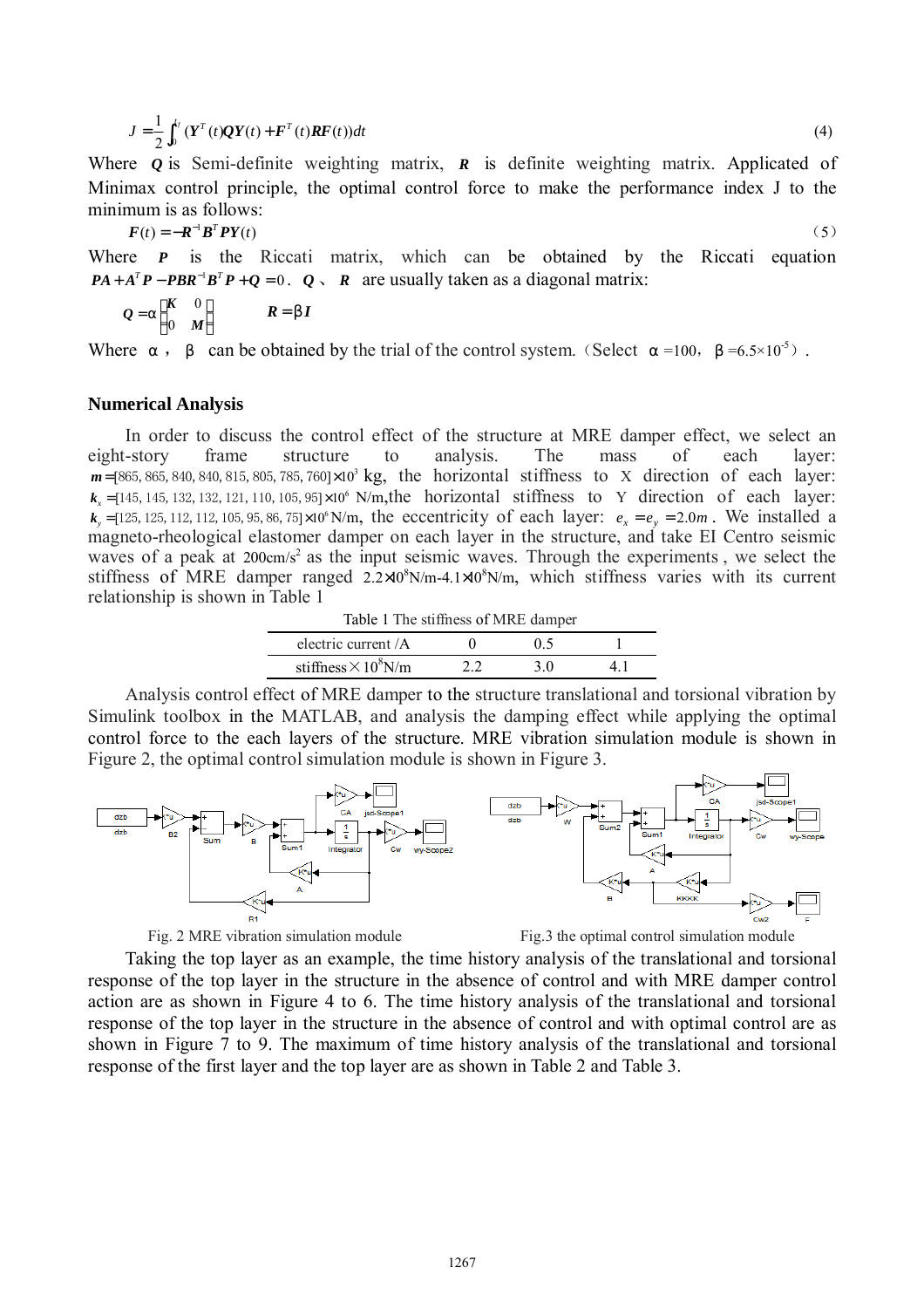$$J = \frac{1}{2}\int_0^{t_f} (\boldsymbol{Y}^T(t)\boldsymbol{Q}\boldsymbol{Y}(t) + \boldsymbol{F}^T(t)\boldsymbol{R}\boldsymbol{F}(t))dt \tag{4}$$

Where $\boldsymbol{Q}$ is Semi-definite weighting matrix, $\boldsymbol{R}$ is definite weighting matrix. Applicated of Minimax control principle, the optimal control force to make the performance index J to the minimum is as follows:

$$\boldsymbol{F}(t) = -\boldsymbol{R}^{-1}\boldsymbol{B}^T\boldsymbol{P}\boldsymbol{Y}(t) \tag{5}$$

Where $\boldsymbol{P}$ is the Riccati matrix, which can be obtained by the Riccati equation $\boldsymbol{PA} + \boldsymbol{A}^T\boldsymbol{P} - \boldsymbol{PBR}^{-1}\boldsymbol{B}^T\boldsymbol{P} + \boldsymbol{Q} = 0$. $\boldsymbol{Q}$ 、 $\boldsymbol{R}$ are usually taken as a diagonal matrix:

$$\boldsymbol{Q} = \alpha\begin{bmatrix} \boldsymbol{K} & 0 \\ 0 & \boldsymbol{M} \end{bmatrix} \qquad \boldsymbol{R} = \beta\boldsymbol{I}$$

Where α， β can be obtained by the trial of the control system.（Select α =100，β =6.5×10$^{-5}$）.

## Numerical Analysis

In order to discuss the control effect of the structure at MRE damper effect, we select an eight-story frame structure to analysis. The mass of each layer: $\boldsymbol{m} = [865, 865, 840, 840, 815, 805, 785, 760] \times 10^3$ kg, the horizontal stiffness to X direction of each layer: $\boldsymbol{k}_x = [145, 145, 132, 132, 121, 110, 105, 95] \times 10^6$ N/m,the horizontal stiffness to Y direction of each layer: $\boldsymbol{k}_y = [125, 125, 112, 112, 105, 95, 86, 75] \times 10^6$ N/m, the eccentricity of each layer: $e_x = e_y = 2.0m$. We installed a magneto-rheological elastomer damper on each layer in the structure, and take EI Centro seismic waves of a peak at 200cm/s$^2$ as the input seismic waves. Through the experiments , we select the stiffness of MRE damper ranged $2.2\times10^8$N/m-$4.1\times10^8$N/m, which stiffness varies with its current relationship is shown in Table 1

Table 1 The stiffness of MRE damper

| electric current /A | 0 | 0.5 | 1 |
|---|---|---|---|
| stiffness$\times 10^8$N/m | 2.2 | 3.0 | 4.1 |

Analysis control effect of MRE damper to the structure translational and torsional vibration by Simulink toolbox in the MATLAB, and analysis the damping effect while applying the optimal control force to the each layers of the structure. MRE vibration simulation module is shown in Figure 2, the optimal control simulation module is shown in Figure 3.

Fig. 2 MRE vibration simulation module

Fig.3 the optimal control simulation module

Taking the top layer as an example, the time history analysis of the translational and torsional response of the top layer in the structure in the absence of control and with MRE damper control action are as shown in Figure 4 to 6. The time history analysis of the translational and torsional response of the top layer in the structure in the absence of control and with optimal control are as shown in Figure 7 to 9. The maximum of time history analysis of the translational and torsional response of the first layer and the top layer are as shown in Table 2 and Table 3.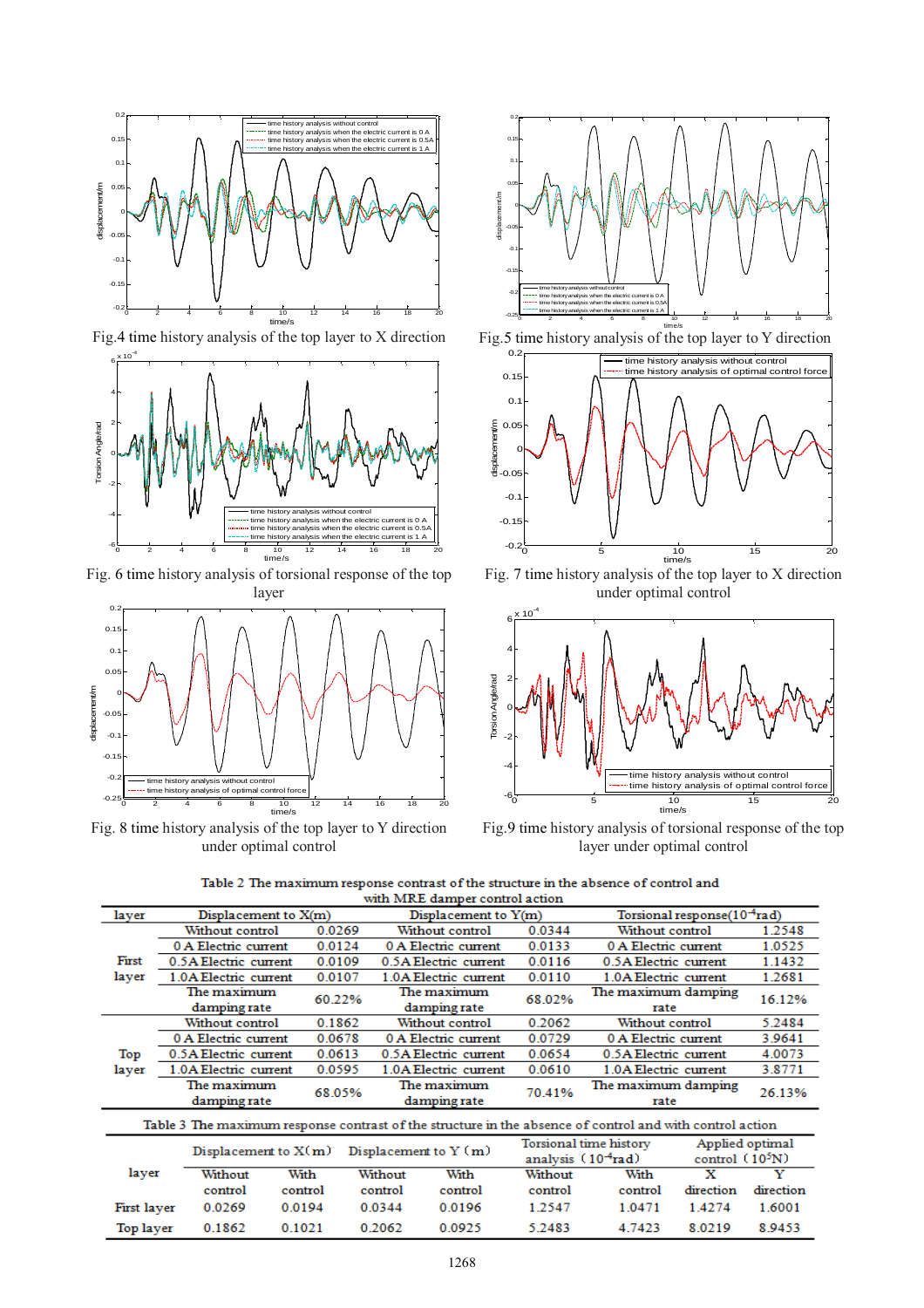Fig.4 time history analysis of the top layer to X direction

Fig.5 time history analysis of the top layer to Y direction

Fig. 6 time history analysis of torsional response of the top layer

Fig. 7 time history analysis of the top layer to X direction under optimal control

Fig. 8 time history analysis of the top layer to Y direction under optimal control

Fig.9 time history analysis of torsional response of the top layer under optimal control

Table 2 The maximum response contrast of the structure in the absence of control and with MRE damper control action

| layer | Displacement to X(m) | | Displacement to Y(m) | | Torsional response($10^{-4}$rad) | |
|---|---|---|---|---|---|---|
| First layer | Without control | 0.0269 | Without control | 0.0344 | Without control | 1.2548 |
| | 0 A Electric current | 0.0124 | 0 A Electric current | 0.0133 | 0 A Electric current | 1.0525 |
| | 0.5A Electric current | 0.0109 | 0.5A Electric current | 0.0116 | 0.5A Electric current | 1.1432 |
| | 1.0A Electric current | 0.0107 | 1.0A Electric current | 0.0110 | 1.0A Electric current | 1.2681 |
| | The maximum damping rate | 60.22% | The maximum damping rate | 68.02% | The maximum damping rate | 16.12% |
| Top layer | Without control | 0.1862 | Without control | 0.2062 | Without control | 5.2484 |
| | 0 A Electric current | 0.0678 | 0 A Electric current | 0.0729 | 0 A Electric current | 3.9641 |
| | 0.5A Electric current | 0.0613 | 0.5A Electric current | 0.0654 | 0.5A Electric current | 4.0073 |
| | 1.0A Electric current | 0.0595 | 1.0A Electric current | 0.0610 | 1.0A Electric current | 3.8771 |
| | The maximum damping rate | 68.05% | The maximum damping rate | 70.41% | The maximum damping rate | 26.13% |

Table 3 The maximum response contrast of the structure in the absence of control and with control action

| layer | Displacement to X(m) | | Displacement to Y (m) | | Torsional time history analysis ($10^{-4}$rad) | | Applied optimal control ($10^{5}$N) | |
|---|---|---|---|---|---|---|---|---|
| | Without control | With control | Without control | With control | Without control | With control | X direction | Y direction |
| First layer | 0.0269 | 0.0194 | 0.0344 | 0.0196 | 1.2547 | 1.0471 | 1.4274 | 1.6001 |
| Top layer | 0.1862 | 0.1021 | 0.2062 | 0.0925 | 5.2483 | 4.7423 | 8.0219 | 8.9453 |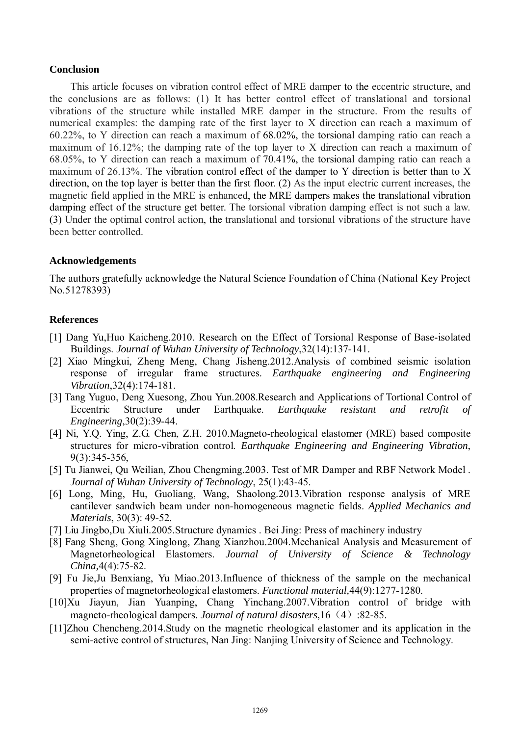## Conclusion

This article focuses on vibration control effect of MRE damper to the eccentric structure, and the conclusions are as follows: (1) It has better control effect of translational and torsional vibrations of the structure while installed MRE damper in the structure. From the results of numerical examples: the damping rate of the first layer to X direction can reach a maximum of 60.22%, to Y direction can reach a maximum of 68.02%, the torsional damping ratio can reach a maximum of 16.12%; the damping rate of the top layer to X direction can reach a maximum of 68.05%, to Y direction can reach a maximum of 70.41%, the torsional damping ratio can reach a maximum of 26.13%. The vibration control effect of the damper to Y direction is better than to X direction, on the top layer is better than the first floor. (2) As the input electric current increases, the magnetic field applied in the MRE is enhanced, the MRE dampers makes the translational vibration damping effect of the structure get better. The torsional vibration damping effect is not such a law. (3) Under the optimal control action, the translational and torsional vibrations of the structure have been better controlled.

## Acknowledgements

The authors gratefully acknowledge the Natural Science Foundation of China (National Key Project No.51278393)

## References

[1] Dang Yu,Huo Kaicheng.2010. Research on the Effect of Torsional Response of Base-isolated Buildings. *Journal of Wuhan University of Technology*,32(14):137-141.

[2] Xiao Mingkui, Zheng Meng, Chang Jisheng.2012.Analysis of combined seismic isolation response of irregular frame structures. *Earthquake engineering and Engineering Vibration*,32(4):174-181.

[3] Tang Yuguo, Deng Xuesong, Zhou Yun.2008.Research and Applications of Tortional Control of Eccentric Structure under Earthquake. *Earthquake resistant and retrofit of Engineering*,30(2):39-44.

[4] Ni, Y.Q. Ying, Z.G. Chen, Z.H. 2010.Magneto-rheological elastomer (MRE) based composite structures for micro-vibration control. *Earthquake Engineering and Engineering Vibration*, 9(3):345-356,

[5] Tu Jianwei, Qu Weilian, Zhou Chengming.2003. Test of MR Damper and RBF Network Model . *Journal of Wuhan University of Technology*, 25(1):43-45.

[6] Long, Ming, Hu, Guoliang, Wang, Shaolong.2013.Vibration response analysis of MRE cantilever sandwich beam under non-homogeneous magnetic fields. *Applied Mechanics and Materials*, 30(3): 49-52.

[7] Liu Jingbo,Du Xiuli.2005.Structure dynamics . Bei Jing: Press of machinery industry

[8] Fang Sheng, Gong Xinglong, Zhang Xianzhou.2004.Mechanical Analysis and Measurement of Magnetorheological Elastomers. *Journal of University of Science & Technology China*,4(4):75-82.

[9] Fu Jie,Ju Benxiang, Yu Miao.2013.Influence of thickness of the sample on the mechanical properties of magnetorheological elastomers. *Functional material*,44(9):1277-1280.

[10]Xu Jiayun, Jian Yuanping, Chang Yinchang.2007.Vibration control of bridge with magneto-rheological dampers. *Journal of natural disasters*,16（4）:82-85.

[11]Zhou Chencheng.2014.Study on the magnetic rheological elastomer and its application in the semi-active control of structures, Nan Jing: Nanjing University of Science and Technology.